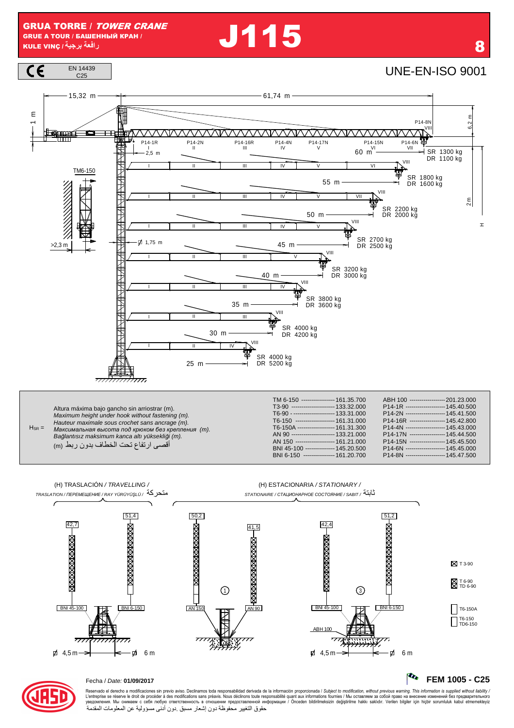# GRUA TORRE / *TOWER CRANE*

GRUE A TOUR / БАШЕННЫЙ КРАН /
KULE VINÇ / رافعة برجية

# J115

CE EN 14439 C25

UNE-EN-ISO 9001

15,32 m — 61,74 m

1 m — 6,2 m — 2 m — H

P14-1R I — P14-2N II — P14-16R III — P14-4N IV — P14-17N V — P14-15N VI — P14-6N VII — P14-8N VIII

2,5 m

TM6-150

>2,3 m

Ø 1,75 m

| Alcance | SR | DR |
|---|---|---|
| 60 m | 1300 kg | 1100 kg |
| 55 m | 1800 kg | 1600 kg |
| 50 m | 2200 kg | 2000 kg |
| 45 m | 2700 kg | 2500 kg |
| 40 m | 3200 kg | 3000 kg |
| 35 m | 3800 kg | 3600 kg |
| 30 m | 4000 kg | 4200 kg |
| 25 m | 4000 kg | 5200 kg |

$H_{SR}$ =
Altura máxima bajo gancho sin arriostrar (m).
*Maximum height under hook without fastening (m).*
*Hauteur maximale sous crochet sans ancrage (m).*
*Максимальная высота под крюком без крепления (m).*
*Bağlantısız maksimum kanca altı yüksekliği (m).*
أقصى ارتفاع تحت الخطاف بدون ربط (m)

| | | | |
|---|---|---|---|
| TM 6-150 | 161.35.700 | ABH 100 | 201.23.000 |
| T3-90 | 133.32.000 | P14-1R | 145.40.500 |
| T6-90 | 133.31.000 | P14-2N | 145.41.500 |
| T6-150 | 161.31.000 | P14-16R | 145.42.800 |
| T6-150A | 161.31.300 | P14-4N | 145.43.000 |
| AN 90 | 133.21.000 | P14-17N | 145.44.500 |
| AN 150 | 161.21.000 | P14-15N | 145.45.500 |
| BNI 45-100 | 145.20.500 | P14-6N | 145.45.000 |
| BNI 6-150 | 161.20.700 | P14-8N | 145.47.500 |

(H) TRASLACIÓN / *TRAVELLING* /
*TRASLATION / ПЕРЕМЕЩЕНИЕ / RAY YÜRÜYÜŞLÜ /* متحركة

42,7 — BNI 45-100 — 51,4 — BNI 6-150 — Ø 4,5 m — Ø 6 m

(H) ESTACIONARIA / *STATIONARY* /
*STATIONAIRE / СТАЦИОНАРНОЕ СОСТОЯНИЕ / SABIT /* ثابتة

① 50,2 — AN 150 — 41,5 — AN 90

③ 42,4 — BNI 45-100 — ABH 100 — 51,2 — BNI 6-150 — Ø 4,5 m — Ø 6 m

☒ T 3-90
☒ T 6-90 / TD 6-90
☐ T6-150A
☐ T6-150 / TD6-150

Fecha / *Date:* **01/09/2017**

**FEM 1005 - C25**

Reservado el derecho a modificaciones sin previo aviso. Declinamos toda responsabilidad derivada de la información proporcionada / *Subject to modification, without previous warning. This information is supplied without liability /* L'entreprise se réserve le droit de procéder à des modifications sans préavis. Nous déclinons toute responsabilité quant aux informations fournies / Мы оставляем за собой право на внесение изменений без предварительного уведомления. Мы снимаем с себя любую ответственность в отношении предоставленной информации / Önceden bildirilmeksizin değiştirilme hakkı saklıdır. Verilen bilgiler için hiçbir sorumluluk kabul etmemekteyiz
حقوق التغيير محفوظة دون إشعار مسبق .دون أدنى مسؤولية عن المعلومات المقدمة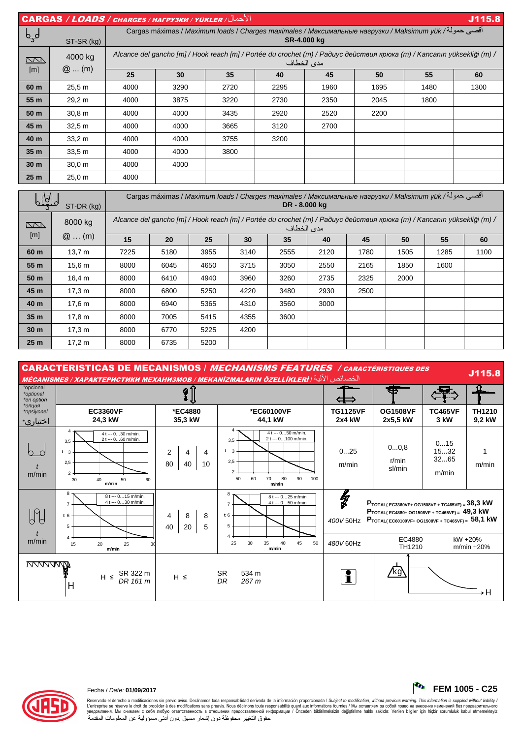## CARGAS / *LOADS* / *CHARGES* / *НАГРУЗКИ* / *YÜKLER* / الأحمال — J115.8

| ST-SR (kg) | | Cargas máximas / *Maximum loads* / *Charges maximales* / *Максимальные нагрузки* / *Maksimum yük* / أقصى حمولة **SR-4.000 kg** | | | | | | | |
|---|---|---|---|---|---|---|---|---|---|
| [m] | 4000 kg @ … (m) | Alcance del gancho [m] / *Hook reach [m]* / *Portée du crochet (m)* / *Радиус действия крюка (m)* / *Kancanın yüksekliği (m)* / مدى الخطاف | | | | | | | |
| | | **25** | **30** | **35** | **40** | **45** | **50** | **55** | **60** |
| **60 m** | 25,5 m | 4000 | 3290 | 2720 | 2295 | 1960 | 1695 | 1480 | 1300 |
| **55 m** | 29,2 m | 4000 | 3875 | 3220 | 2730 | 2350 | 2045 | 1800 | |
| **50 m** | 30,8 m | 4000 | 4000 | 3435 | 2920 | 2520 | 2200 | | |
| **45 m** | 32,5 m | 4000 | 4000 | 3665 | 3120 | 2700 | | | |
| **40 m** | 33,2 m | 4000 | 4000 | 3755 | 3200 | | | | |
| **35 m** | 33,5 m | 4000 | 4000 | 3800 | | | | | |
| **30 m** | 30,0 m | 4000 | 4000 | | | | | | |
| **25 m** | 25,0 m | 4000 | | | | | | | |

| ST-DR (kg) | | Cargas máximas / *Maximum loads* / *Charges maximales* / *Максимальные нагрузки* / *Maksimum yük* / أقصى حمولة **DR - 8.000 kg** | | | | | | | | | |
|---|---|---|---|---|---|---|---|---|---|---|---|
| [m] | 8000 kg @ … (m) | Alcance del gancho [m] / *Hook reach [m]* / *Portée du crochet (m)* / *Радиус действия крюка (m)* / *Kancanın yüksekliği (m)* / مدى الخطاف | | | | | | | | | |
| | | **15** | **20** | **25** | **30** | **35** | **40** | **45** | **50** | **55** | **60** |
| **60 m** | 13,7 m | 7225 | 5180 | 3955 | 3140 | 2555 | 2120 | 1780 | 1505 | 1285 | 1100 |
| **55 m** | 15,6 m | 8000 | 6045 | 4650 | 3715 | 3050 | 2550 | 2165 | 1850 | 1600 | |
| **50 m** | 16,4 m | 8000 | 6410 | 4940 | 3960 | 3260 | 2735 | 2325 | 2000 | | |
| **45 m** | 17,3 m | 8000 | 6800 | 5250 | 4220 | 3480 | 2930 | 2500 | | | |
| **40 m** | 17,6 m | 8000 | 6940 | 5365 | 4310 | 3560 | 3000 | | | | |
| **35 m** | 17,8 m | 8000 | 7005 | 5415 | 4355 | 3600 | | | | | |
| **30 m** | 17,3 m | 8000 | 6770 | 5225 | 4200 | | | | | | |
| **25 m** | 17,2 m | 8000 | 6735 | 5200 | | | | | | | |

## CARACTERISTICAS DE MECANISMOS / *MECHANISMS FEATURES* / *CARACTÉRISTIQUES DES MÉCANISMES* / *ХАРАКТЕРИСТИКИ МЕХАНИЗМОВ* / *MEKANİZMALARIN ÖZELLİKLERİ* / الخصائص الآلية — J115.8

| *opcional *optional *en option *опция *opsiyonel اختياري* | **EC3360VF 24,3 kW** | ***EC4880 35,3 kW** | ***EC60100VF 44,1 kW** | **TG1125VF 2x4 kW** | **OG1508VF 2x5,5 kW** | **TC465VF 3 kW** | **TH1210 9,2 kW** |
|---|---|---|---|---|---|---|---|
| SR t m/min | 4 t --- 0…30 m/min. 2 t --- 0…60 m/min. | 2 / 80 — 4 / 40 — 4 / 10 | 4 t --- 0…50 m/min. 2 t --- 0…100 m/min. | 0…25 m/min | 0…0,8 r/min sl/min | 0…15 15…32 32…65 m/min | 1 m/min |
| DR t m/min | 8 t --- 0…15 m/min. 4 t --- 0…30 m/min. | 4 / 40 — 8 / 20 — 8 / 5 | 8 t --- 0…25 m/min. 4 t --- 0…50 m/min. | 400V 50Hz | $P_{TOTAL(EC3360VF+OG1508VF+TC465VF)}$ = 38,3 kW; $P_{TOTAL(EC4880+OG1508VF+TC465VF)}$ = 49,3 kW; $P_{TOTAL(EC60100VF+OG1508VF+TC465VF)}$ = 58,1 kW | | |
| | | | | 480V 60Hz | EC4880 TH1210 | kW +20% m/min +20% | |
| H | H ≤ SR 322 m, *DR 161 m* | H ≤ SR 534 m, *DR 267 m* | | | | | |

Fecha / *Date:* **01/09/2017**

**FEM 1005 - C25**

Reservado el derecho a modificaciones sin previo aviso. Declinamos toda responsabilidad derivada de la información proporcionada / *Subject to modification, without previous warning. This information is supplied without liability* / L'entreprise se réserve le droit de procéder à des modifications sans préavis. Nous déclinons toute responsabilité quant aux informations fournies / Мы оставляем за собой право на внесение изменений без предварительного уведомления. Мы снимаем с себя любую ответственность в отношении предоставленной информации / Önceden bildirilmeksizin değiştirilme hakkı saklıdır. Verilen bilgiler için hiçbir sorumluluk kabul etmemekteyiz
حقوق التغيير محفوظة دون إشعار مسبق .دون أدنى مسؤولية عن المعلومات المقدمة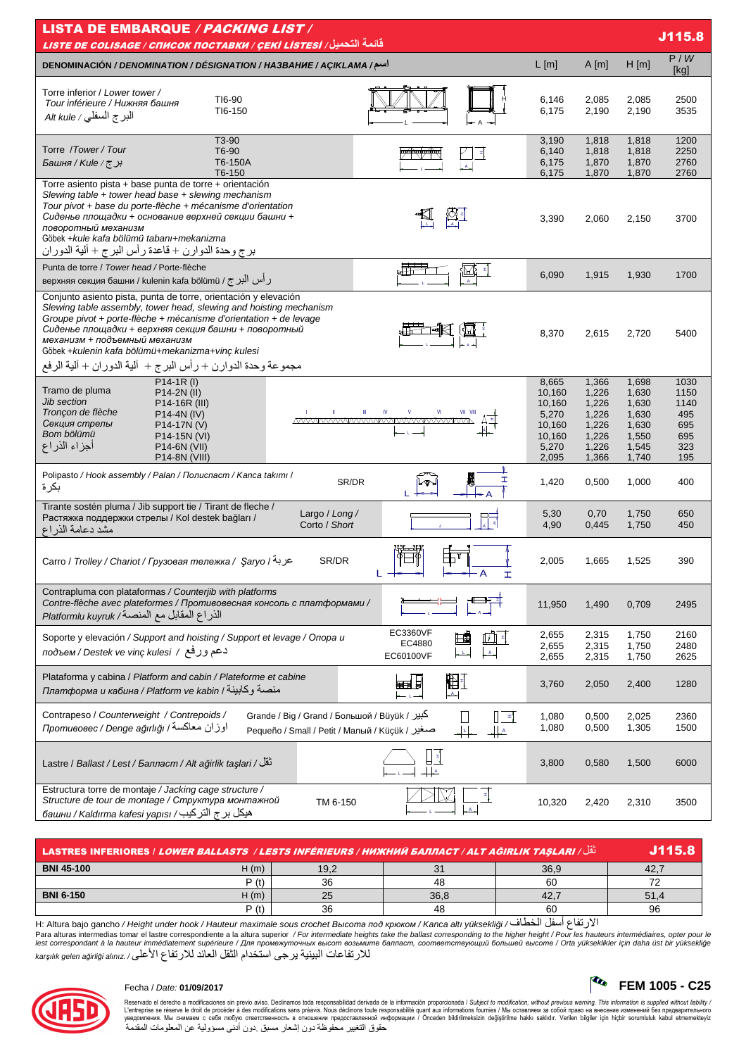# LISTA DE EMBARQUE / *PACKING LIST* / *LISTE DE COLISAGE / СПИСОК ПОСТАВКИ / ÇEKİ LİSTESİ* / قائمة التحميل

**J115.8**

| DENOMINACIÓN / *DENOMINATION / DÉSIGNATION / НАЗВАНИЕ / AÇIKLAMA* / اسم | | L [m] | A [m] | H [m] | P / *W* [kg] |
|---|---|---|---|---|---|
| Torre inferior / *Lower tower* / *Tour inférieure / Нижняя башня* / *Alt kule* / البرج السفلي | TI6-90 | 6,146 | 2,085 | 2,085 | 2500 |
| | TI6-150 | 6,175 | 2,190 | 2,190 | 3535 |
| Torre /*Tower* / *Tour* / *Башня* / *Kule* / برج | T3-90 | 3,190 | 1,818 | 1,818 | 1200 |
| | T6-90 | 6,140 | 1,818 | 1,818 | 2250 |
| | T6-150A | 6,175 | 1,870 | 1,870 | 2760 |
| | T6-150 | 6,175 | 1,870 | 1,870 | 2760 |
| Torre asiento pista + base punta de torre + orientación / *Slewing table + tower head base + slewing mechanism* / *Tour pivot + base du porte-flèche + mécanisme d'orientation* / *Сиденье площадки + основание верхней секции башни + поворотный механизм* / Göbek +*kule kafa bölümü tabanı+mekanizma* / برج وحدة الدوران + قاعدة رأس البرج + آلية الدوران | | 3,390 | 2,060 | 2,150 | 3700 |
| Punta de torre / *Tower head* / Porte-flèche / верхняя секция башни / kulenin kafa bölümü / رأس البرج | | 6,090 | 1,915 | 1,930 | 1700 |
| Conjunto asiento pista, punta de torre, orientación y elevación / *Slewing table assembly, tower head, slewing and hoisting mechanism* / *Groupe pivot + porte-flèche + mécanisme d'orientation + de levage* / *Сиденье площадки + верхняя секция башни + поворотный механизм + подъемный механизм* / Göbek +*kulenin kafa bölümü+mekanizma+vinç kulesi* / مجموعة وحدة الدوران + رأس البرج + آلية الدوران + آلية الرفع | | 8,370 | 2,615 | 2,720 | 5400 |
| Tramo de pluma / *Jib section* / *Tronçon de flèche* / *Секция стрелы* / *Bom bölümü* / أجزاء الذراع | P14-1R (I) | 8,665 | 1,366 | 1,698 | 1030 |
| | P14-2N (II) | 10,160 | 1,226 | 1,630 | 1150 |
| | P14-16R (III) | 10,160 | 1,226 | 1,630 | 1140 |
| | P14-4N (IV) | 5,270 | 1,226 | 1,630 | 495 |
| | P14-17N (V) | 10,160 | 1,226 | 1,630 | 695 |
| | P14-15N (VI) | 10,160 | 1,226 | 1,550 | 695 |
| | P14-6N (VII) | 5,270 | 1,226 | 1,545 | 323 |
| | P14-8N (VIII) | 2,095 | 1,366 | 1,740 | 195 |
| Polipasto / *Hook assembly* / *Palan* / *Полиспаст* / *Kanca takımı* / بكرة | SR/DR | 1,420 | 0,500 | 1,000 | 400 |
| Tirante sostén pluma / *Jib support tie* / *Tirant de fleche* / Растяжка поддержки стрелы / *Kol destek bağları* / مشد دعامة الذراع | Largo / *Long* / | 5,30 | 0,70 | 1,750 | 650 |
| | Corto / *Short* | 4,90 | 0,445 | 1,750 | 450 |
| Carro / *Trolley* / *Chariot* / *Грузовая тележка* / *Şaryo* / عربة | SR/DR | 2,005 | 1,665 | 1,525 | 390 |
| Contrapluma con plataformas / *Counterjib with platforms* / *Contre-flèche avec plateformes* / *Противовесная консоль с платформами* / *Platformlu kuyruk* / الذراع المقابل مع المنصة | | 11,950 | 1,490 | 0,709 | 2495 |
| Soporte y elevación / *Support and hoisting* / *Support et levage* / *Опора и подъем* / *Destek ve vinç kulesi* / دعم ورفع | EC3360VF | 2,655 | 2,315 | 1,750 | 2160 |
| | EC4880 | 2,655 | 2,315 | 1,750 | 2480 |
| | EC60100VF | 2,655 | 2,315 | 1,750 | 2625 |
| Plataforma y cabina / *Platform and cabin* / *Plateforme et cabine* / *Платформа и кабина* / *Platform ve kabin* / منصة وكابينة | | 3,760 | 2,050 | 2,400 | 1280 |
| Contrapeso / *Counterweight* / *Contrepoids* / *Противовес* / *Denge ağırlığı* / اوزان معاكسة | Grande / *Big* / *Grand* / *Большой* / *Büyük* / كبير | 1,080 | 0,500 | 2,025 | 2360 |
| | Pequeño / *Small* / *Petit* / *Малый* / *Küçük* / صغير | 1,080 | 0,500 | 1,305 | 1500 |
| Lastre / *Ballast* / *Lest* / *Балласт* / *Alt ağirlik taşlari* / ثقل | | 3,800 | 0,580 | 1,500 | 6000 |
| Estructura torre de montaje / *Jacking cage structure* / *Structure de tour de montage* / *Структура монтажной башни* / *Kaldırma kafesi yapısı* / هيكل برج التركيب | TM 6-150 | 10,320 | 2,420 | 2,310 | 3500 |

## LASTRES INFERIORES / *LOWER BALLASTS / LESTS INFÉRIEURS / НИЖНИЙ БАЛЛАСТ / ALT AĞIRLIK TAŞLARI* / ثقل — J115.8

| | | | | | |
|---|---|---|---|---|---|
| **BNI 45-100** | H (m) | 19,2 | 31 | 36,9 | 42,7 |
| | P (t) | 36 | 48 | 60 | 72 |
| **BNI 6-150** | H (m) | 25 | 36,8 | 42,7 | 51,4 |
| | P (t) | 36 | 48 | 60 | 96 |

H: Altura bajo gancho / *Height under hook* / *Hauteur maximale sous crochet* *Высота под крюком* / *Kanca altı yüksekliği* / الارتفاع أسفل الخطاف

Para alturas intermedias tomar el lastre correspondiente a la altura superior / *For intermediate heights take the ballast corresponding to the higher height* / *Pour les hauteurs intermédiaires, opter pour le lest correspondant à la hauteur immédiatement supérieure* / *Для промежуточных высот возьмите балласт, соответствующий большей высоте* / *Orta yükseklikler için daha üst bir yüksekliğe karşılık gelen ağirliği alınız.* / للارتفاعات البينية يرجى استخدام الثقل العائد للارتفاع الأعلى

Fecha / *Date:* **01/09/2017**

**FEM 1005 - C25**

Reservado el derecho a modificaciones sin previo aviso. Declinamos toda responsabilidad derivada de la información proporcionada / *Subject to modification, without previous warning. This information is supplied without liability* / L'entreprise se réserve le droit de procéder à des modifications sans préavis. Nous déclinons toute responsabilité quant aux informations fournies / Мы оставляем за собой право на внесение изменений без предварительного уведомления. Мы снимаем с себя любую ответственность в отношении предоставленной информации / Önceden bildirilmeksizin değiştirilme hakkı saklıdır. Verilen bilgiler için hiçbir sorumluluk kabul etmemekteyiz / حقوق التغيير محفوظة دون إشعار مسبق .دون أدنى مسؤولية عن المعلومات المقدمة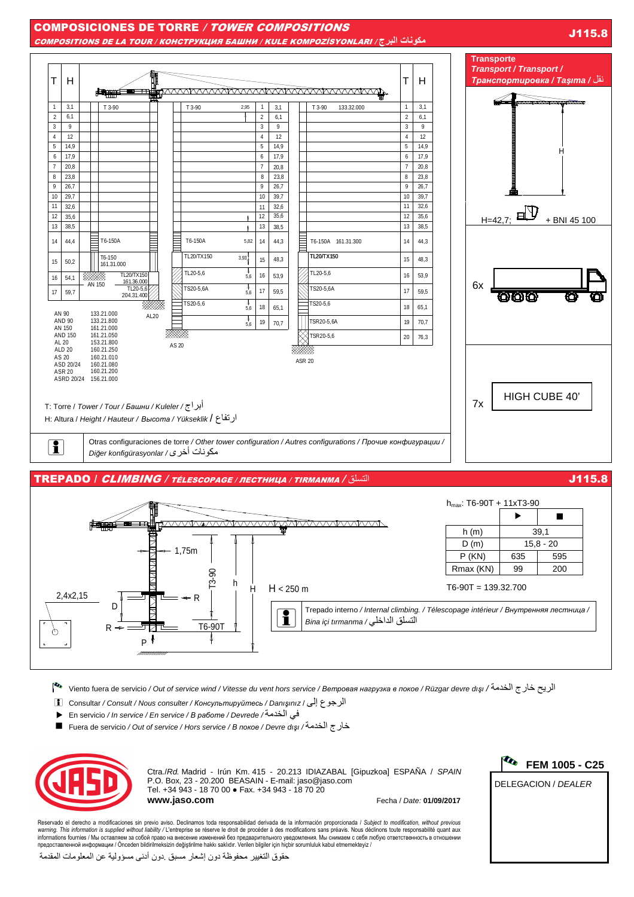## COMPOSICIONES DE TORRE / *TOWER COMPOSITIONS*

*COMPOSITIONS DE LA TOUR / КОНСТРУКЦИЯ БАШНИ / KULE KOMPOZİSYONLARI /* مكونات البرج

J115.8

| T | H | | T | H | | T | H |
|---|---|---|---|---|---|---|---|
| 1 | 3,1 | T 3-90 / T 3-90 2,95 | 1 | 3,1 | T 3-90 133.32.000 | 1 | 3,1 |
| 2 | 6,1 | | 2 | 6,1 | | 2 | 6,1 |
| 3 | 9 | | 3 | 9 | | 3 | 9 |
| 4 | 12 | | 4 | 12 | | 4 | 12 |
| 5 | 14,9 | | 5 | 14,9 | | 5 | 14,9 |
| 6 | 17,9 | | 6 | 17,9 | | 6 | 17,9 |
| 7 | 20,8 | | 7 | 20,8 | | 7 | 20,8 |
| 8 | 23,8 | | 8 | 23,8 | | 8 | 23,8 |
| 9 | 26,7 | | 9 | 26,7 | | 9 | 26,7 |
| 10 | 29,7 | | 10 | 39,7 | | 10 | 39,7 |
| 11 | 32,6 | | 11 | 32,6 | | 11 | 32,6 |
| 12 | 35,6 | | 12 | 35,6 | | 12 | 35,6 |
| 13 | 38,5 | | 13 | 38,5 | | 13 | 38,5 |
| 14 | 44,4 | T6-150A / T6-150A 5,82 | 14 | 44,3 | T6-150A 161.31.300 | 14 | 44,3 |
| 15 | 50,2 | T6-150 161.31.000 / TL20/TX150 3,93 | 15 | 48,3 | TL20/TX150 | 15 | 48,3 |
| 16 | 54,1 | TL20/TX150 161.36.000 / TL20-5,6 5,6 | 16 | 53,9 | TL20-5,6 | 16 | 53,9 |
| 17 | 59,7 | TL20-5,6 204.31.400 / TS20-5,6A 5,6 | 17 | 59,5 | TS20-5,6A | 17 | 59,5 |
| | | TS20-5,6 5,6 | 18 | 65,1 | TS20-5,6 | 18 | 65,1 |
| | | 5,6 | 19 | 70,7 | TSR20-5,6A | 19 | 70,7 |
| | | | | | TSR20-5,6 | 20 | 76,3 |

AN 150 · AL20 · AS 20 · ASR 20

| | |
|---|---|
| AN 90 | 133.21.000 |
| AND 90 | 133.21.800 |
| AN 150 | 161.21.000 |
| AND 150 | 161.21.050 |
| AL 20 | 153.21.800 |
| ALD 20 | 160.21.250 |
| AS 20 | 160.21.010 |
| ASD 20/24 | 160.21.080 |
| ASR 20 | 160.21.200 |
| ASRD 20/24 | 156.21.000 |

T: Torre / *Tower / Tour / Башни / Kuleler /* أبراج

H: Altura / *Height / Hauteur / Высота / Yükseklik /* ارتفاع

Otras configuraciones de torre / *Other tower configuration / Autres configurations / Прочие конфигурации / Diğer konfigürasyonlar /* مكونات أخرى

### Transporte
*Transport / Transport / Транспортировка / Taşıma /* نقل

H=42,7; + BNI 45 100

6x

7x HIGH CUBE 40'

## TREPADO / *CLIMBING / TÉLESCOPAGE / ЛЕСТНИЦА / TIRMANMA /* التسلق

J115.8

1,75m · T3-90 · h · H · H < 250 m · 2,4x2,15 · D · R · T6-90T · P

$h_{max}$: T6-90T + 11xT3-90

| | ▶ | ■ |
|---|---|---|
| h (m) | 39,1 | |
| D (m) | 15,8 - 20 | |
| P (KN) | 635 | 595 |
| Rmax (KN) | 99 | 200 |

T6-90T = 139.32.700

Trepado interno / *Internal climbing. / Télescopage intérieur / Внутренняя лестница / Bina içi tırmanma /* التسلق الداخلي

- Viento fuera de servicio / *Out of service wind / Vitesse du vent hors service / Ветровая нагрузка в покое / Rüzgar devre dışı /* الريح خارج الخدمة
- Consultar / *Consult / Nous consulter / Консультируйтесь / Danışınız /* الرجوع إلى
- ▶ En servicio / *In service / En service / В работе / Devrede /* في الخدمة
- ■ Fuera de servicio / *Out of service / Hors service / В покое / Devre dışı /* خارج الخدمة

Ctra./*Rd.* Madrid - Irún Km. 415 - 20.213 IDIAZABAL [Gipuzkoa] ESPAÑA / *SPAIN*
P.O. Box, 23 - 20.200 BEASAIN - E-mail: jaso@jaso.com
Tel. +34 943 - 18 70 00 • Fax. +34 943 - 18 70 20
**www.jaso.com**

Fecha / *Date:* **01/09/2017**

**FEM 1005 - C25**

DELEGACION / *DEALER*

Reservado el derecho a modificaciones sin previo aviso. Declinamos toda responsabilidad derivada de la información proporcionada / *Subject to modification, without previous warning. This information is supplied without liability* / L'entreprise se réserve le droit de procéder à des modifications sans préavis. Nous déclinons toute responsabilité quant aux informations fournies / Мы оставляем за собой право на внесение изменений без предварительного уведомления. Мы снимаем с себя любую ответственность в отношении предоставленной информации / Önceden bildirilmeksizin değiştirilme hakkı saklıdır. Verilen bilgiler için hiçbir sorumluluk kabul etmemekteyiz /

حقوق التغيير محفوظة دون إشعار مسبق .دون أدنى مسؤولية عن المعلومات المقدمة